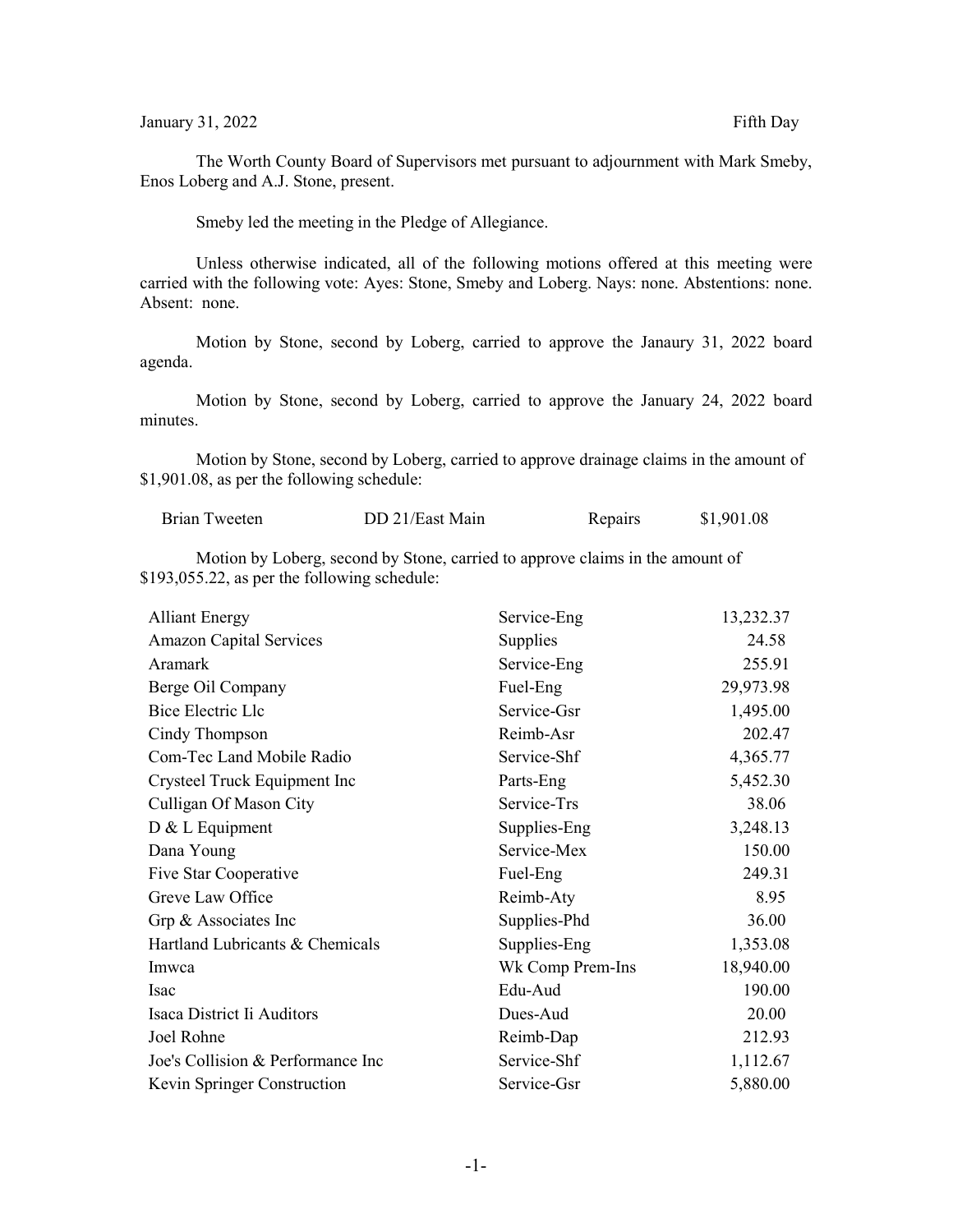January 31, 2022 Fifth Day

The Worth County Board of Supervisors met pursuant to adjournment with Mark Smeby, Enos Loberg and A.J. Stone, present.

Smeby led the meeting in the Pledge of Allegiance.

Unless otherwise indicated, all of the following motions offered at this meeting were carried with the following vote: Ayes: Stone, Smeby and Loberg. Nays: none. Abstentions: none. Absent: none.

Motion by Stone, second by Loberg, carried to approve the Janaury 31, 2022 board agenda.

Motion by Stone, second by Loberg, carried to approve the January 24, 2022 board minutes.

Motion by Stone, second by Loberg, carried to approve drainage claims in the amount of $1,901.08, as per the following schedule:

| | | | |
|---|---|---|---|
| Brian Tweeten | DD 21/East Main | Repairs | $1,901.08 |

Motion by Loberg, second by Stone, carried to approve claims in the amount of $193,055.22, as per the following schedule:

| | | |
|---|---|---|
| Alliant Energy | Service-Eng | 13,232.37 |
| Amazon Capital Services | Supplies | 24.58 |
| Aramark | Service-Eng | 255.91 |
| Berge Oil Company | Fuel-Eng | 29,973.98 |
| Bice Electric Llc | Service-Gsr | 1,495.00 |
| Cindy Thompson | Reimb-Asr | 202.47 |
| Com-Tec Land Mobile Radio | Service-Shf | 4,365.77 |
| Crysteel Truck Equipment Inc | Parts-Eng | 5,452.30 |
| Culligan Of Mason City | Service-Trs | 38.06 |
| D & L Equipment | Supplies-Eng | 3,248.13 |
| Dana Young | Service-Mex | 150.00 |
| Five Star Cooperative | Fuel-Eng | 249.31 |
| Greve Law Office | Reimb-Aty | 8.95 |
| Grp & Associates Inc | Supplies-Phd | 36.00 |
| Hartland Lubricants & Chemicals | Supplies-Eng | 1,353.08 |
| Imwca | Wk Comp Prem-Ins | 18,940.00 |
| Isac | Edu-Aud | 190.00 |
| Isaca District Ii Auditors | Dues-Aud | 20.00 |
| Joel Rohne | Reimb-Dap | 212.93 |
| Joe's Collision & Performance Inc | Service-Shf | 1,112.67 |
| Kevin Springer Construction | Service-Gsr | 5,880.00 |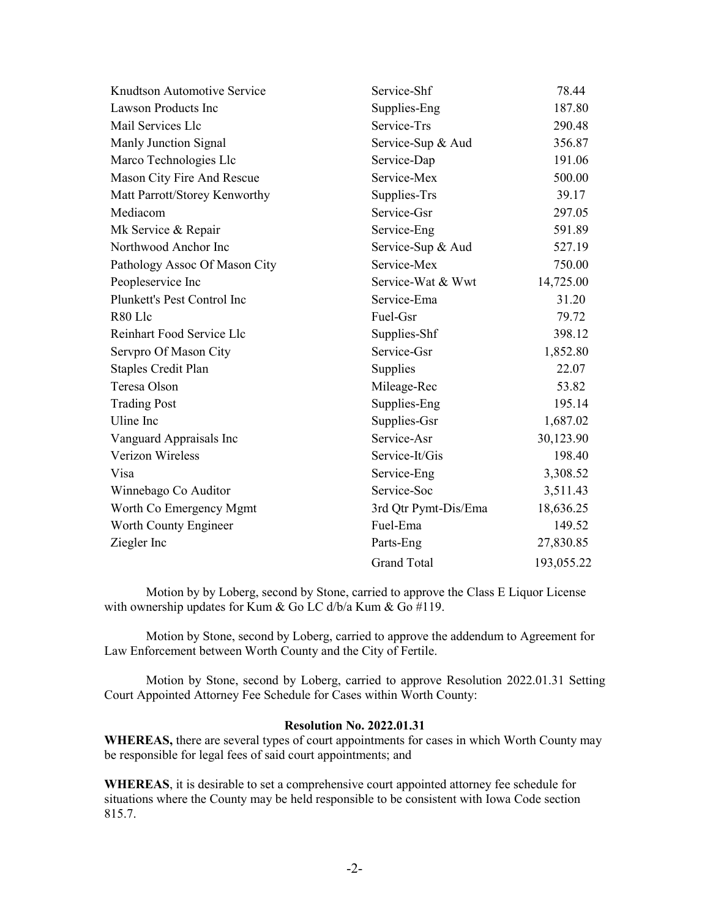| | | |
|---|---|---|
| Knudtson Automotive Service | Service-Shf | 78.44 |
| Lawson Products Inc | Supplies-Eng | 187.80 |
| Mail Services Llc | Service-Trs | 290.48 |
| Manly Junction Signal | Service-Sup & Aud | 356.87 |
| Marco Technologies Llc | Service-Dap | 191.06 |
| Mason City Fire And Rescue | Service-Mex | 500.00 |
| Matt Parrott/Storey Kenworthy | Supplies-Trs | 39.17 |
| Mediacom | Service-Gsr | 297.05 |
| Mk Service & Repair | Service-Eng | 591.89 |
| Northwood Anchor Inc | Service-Sup & Aud | 527.19 |
| Pathology Assoc Of Mason City | Service-Mex | 750.00 |
| Peopleservice Inc | Service-Wat & Wwt | 14,725.00 |
| Plunkett's Pest Control Inc | Service-Ema | 31.20 |
| R80 Llc | Fuel-Gsr | 79.72 |
| Reinhart Food Service Llc | Supplies-Shf | 398.12 |
| Servpro Of Mason City | Service-Gsr | 1,852.80 |
| Staples Credit Plan | Supplies | 22.07 |
| Teresa Olson | Mileage-Rec | 53.82 |
| Trading Post | Supplies-Eng | 195.14 |
| Uline Inc | Supplies-Gsr | 1,687.02 |
| Vanguard Appraisals Inc | Service-Asr | 30,123.90 |
| Verizon Wireless | Service-It/Gis | 198.40 |
| Visa | Service-Eng | 3,308.52 |
| Winnebago Co Auditor | Service-Soc | 3,511.43 |
| Worth Co Emergency Mgmt | 3rd Qtr Pymt-Dis/Ema | 18,636.25 |
| Worth County Engineer | Fuel-Ema | 149.52 |
| Ziegler Inc | Parts-Eng | 27,830.85 |
| | Grand Total | 193,055.22 |

Motion by by Loberg, second by Stone, carried to approve the Class E Liquor License with ownership updates for Kum & Go LC d/b/a Kum & Go #119.

Motion by Stone, second by Loberg, carried to approve the addendum to Agreement for Law Enforcement between Worth County and the City of Fertile.

Motion by Stone, second by Loberg, carried to approve Resolution 2022.01.31 Setting Court Appointed Attorney Fee Schedule for Cases within Worth County:

**Resolution No. 2022.01.31**

**WHEREAS,** there are several types of court appointments for cases in which Worth County may be responsible for legal fees of said court appointments; and

**WHEREAS**, it is desirable to set a comprehensive court appointed attorney fee schedule for situations where the County may be held responsible to be consistent with Iowa Code section 815.7.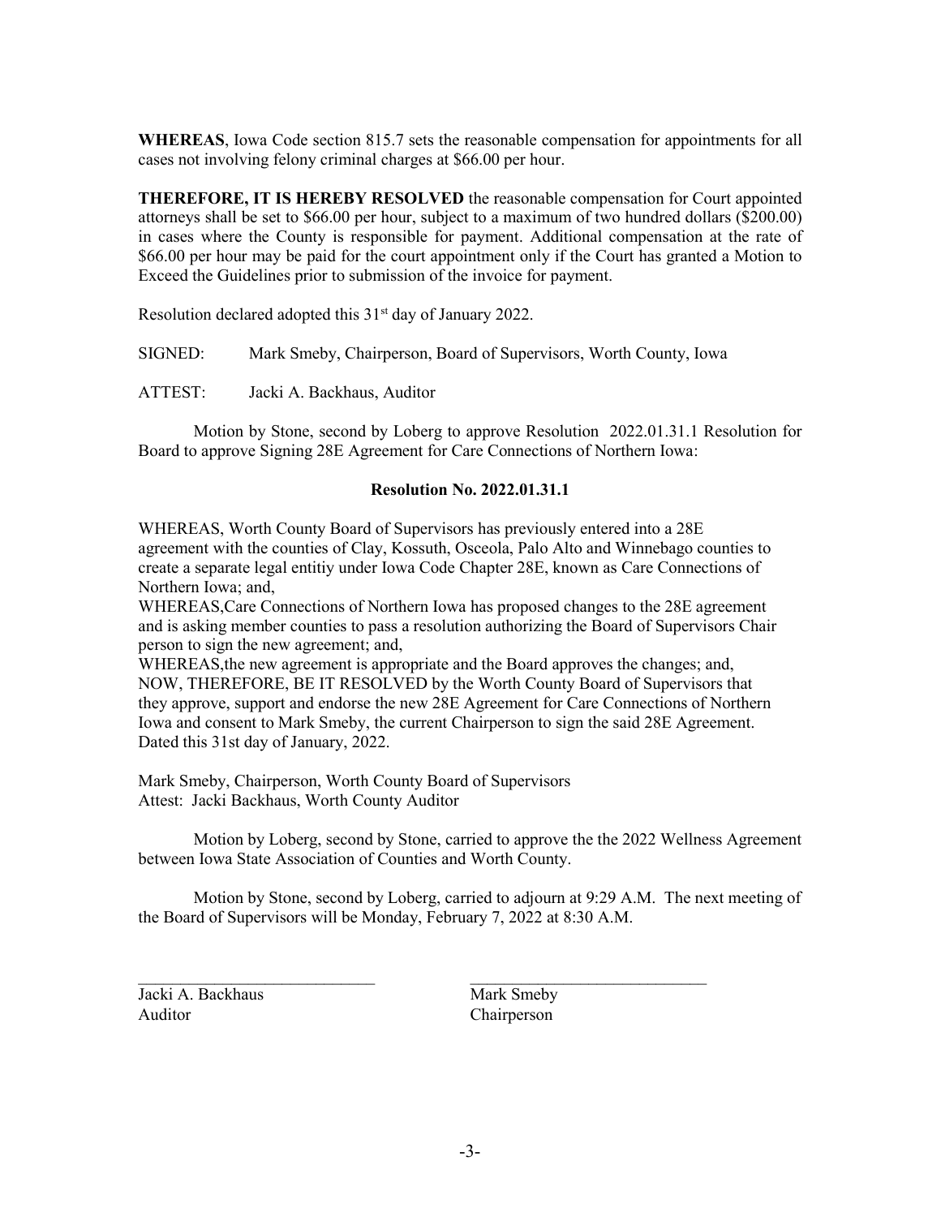**WHEREAS**, Iowa Code section 815.7 sets the reasonable compensation for appointments for all cases not involving felony criminal charges at $66.00 per hour.

**THEREFORE, IT IS HEREBY RESOLVED** the reasonable compensation for Court appointed attorneys shall be set to $66.00 per hour, subject to a maximum of two hundred dollars ($200.00) in cases where the County is responsible for payment. Additional compensation at the rate of $66.00 per hour may be paid for the court appointment only if the Court has granted a Motion to Exceed the Guidelines prior to submission of the invoice for payment.

Resolution declared adopted this 31st day of January 2022.

SIGNED: Mark Smeby, Chairperson, Board of Supervisors, Worth County, Iowa

ATTEST: Jacki A. Backhaus, Auditor

Motion by Stone, second by Loberg to approve Resolution 2022.01.31.1 Resolution for Board to approve Signing 28E Agreement for Care Connections of Northern Iowa:

**Resolution No. 2022.01.31.1**

WHEREAS, Worth County Board of Supervisors has previously entered into a 28E agreement with the counties of Clay, Kossuth, Osceola, Palo Alto and Winnebago counties to create a separate legal entitiy under Iowa Code Chapter 28E, known as Care Connections of Northern Iowa; and,
WHEREAS,Care Connections of Northern Iowa has proposed changes to the 28E agreement and is asking member counties to pass a resolution authorizing the Board of Supervisors Chair person to sign the new agreement; and,
WHEREAS,the new agreement is appropriate and the Board approves the changes; and,
NOW, THEREFORE, BE IT RESOLVED by the Worth County Board of Supervisors that they approve, support and endorse the new 28E Agreement for Care Connections of Northern Iowa and consent to Mark Smeby, the current Chairperson to sign the said 28E Agreement.
Dated this 31st day of January, 2022.

Mark Smeby, Chairperson, Worth County Board of Supervisors
Attest: Jacki Backhaus, Worth County Auditor

Motion by Loberg, second by Stone, carried to approve the the 2022 Wellness Agreement between Iowa State Association of Counties and Worth County.

Motion by Stone, second by Loberg, carried to adjourn at 9:29 A.M. The next meeting of the Board of Supervisors will be Monday, February 7, 2022 at 8:30 A.M.

______________________________ ______________________________

Jacki A. Backhaus  
Auditor

Mark Smeby  
Chairperson